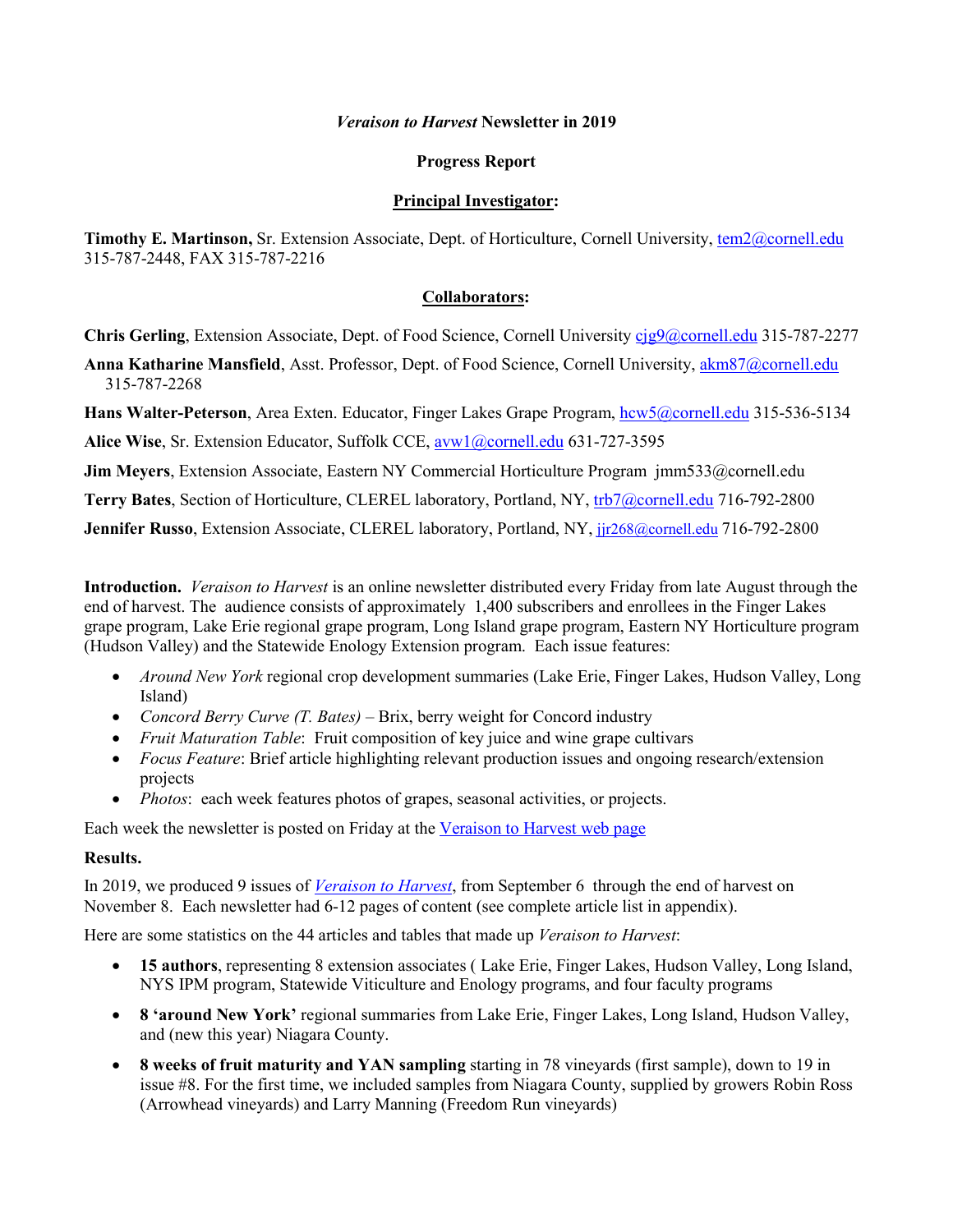***Veraison to Harvest* Newsletter in 2019**

**Progress Report**

**Principal Investigator:**

**Timothy E. Martinson,** Sr. Extension Associate, Dept. of Horticulture, Cornell University, tem2@cornell.edu 315-787-2448, FAX 315-787-2216

**Collaborators:**

**Chris Gerling**, Extension Associate, Dept. of Food Science, Cornell University cjg9@cornell.edu 315-787-2277

**Anna Katharine Mansfield**, Asst. Professor, Dept. of Food Science, Cornell University, akm87@cornell.edu 315-787-2268

**Hans Walter-Peterson**, Area Exten. Educator, Finger Lakes Grape Program, hcw5@cornell.edu 315-536-5134

**Alice Wise**, Sr. Extension Educator, Suffolk CCE, avw1@cornell.edu 631-727-3595

**Jim Meyers**, Extension Associate, Eastern NY Commercial Horticulture Program jmm533@cornell.edu

**Terry Bates**, Section of Horticulture, CLEREL laboratory, Portland, NY, trb7@cornell.edu 716-792-2800

**Jennifer Russo**, Extension Associate, CLEREL laboratory, Portland, NY, jjr268@cornell.edu 716-792-2800

**Introduction.** *Veraison to Harvest* is an online newsletter distributed every Friday from late August through the end of harvest. The audience consists of approximately 1,400 subscribers and enrollees in the Finger Lakes grape program, Lake Erie regional grape program, Long Island grape program, Eastern NY Horticulture program (Hudson Valley) and the Statewide Enology Extension program. Each issue features:

- *Around New York* regional crop development summaries (Lake Erie, Finger Lakes, Hudson Valley, Long Island)
- *Concord Berry Curve (T. Bates)* – Brix, berry weight for Concord industry
- *Fruit Maturation Table*: Fruit composition of key juice and wine grape cultivars
- *Focus Feature*: Brief article highlighting relevant production issues and ongoing research/extension projects
- *Photos*: each week features photos of grapes, seasonal activities, or projects.

Each week the newsletter is posted on Friday at the Veraison to Harvest web page

**Results.**

In 2019, we produced 9 issues of *Veraison to Harvest*, from September 6 through the end of harvest on November 8. Each newsletter had 6-12 pages of content (see complete article list in appendix).

Here are some statistics on the 44 articles and tables that made up *Veraison to Harvest*:

- **15 authors**, representing 8 extension associates ( Lake Erie, Finger Lakes, Hudson Valley, Long Island, NYS IPM program, Statewide Viticulture and Enology programs, and four faculty programs
- **8 'around New York'** regional summaries from Lake Erie, Finger Lakes, Long Island, Hudson Valley, and (new this year) Niagara County.
- **8 weeks of fruit maturity and YAN sampling** starting in 78 vineyards (first sample), down to 19 in issue #8. For the first time, we included samples from Niagara County, supplied by growers Robin Ross (Arrowhead vineyards) and Larry Manning (Freedom Run vineyards)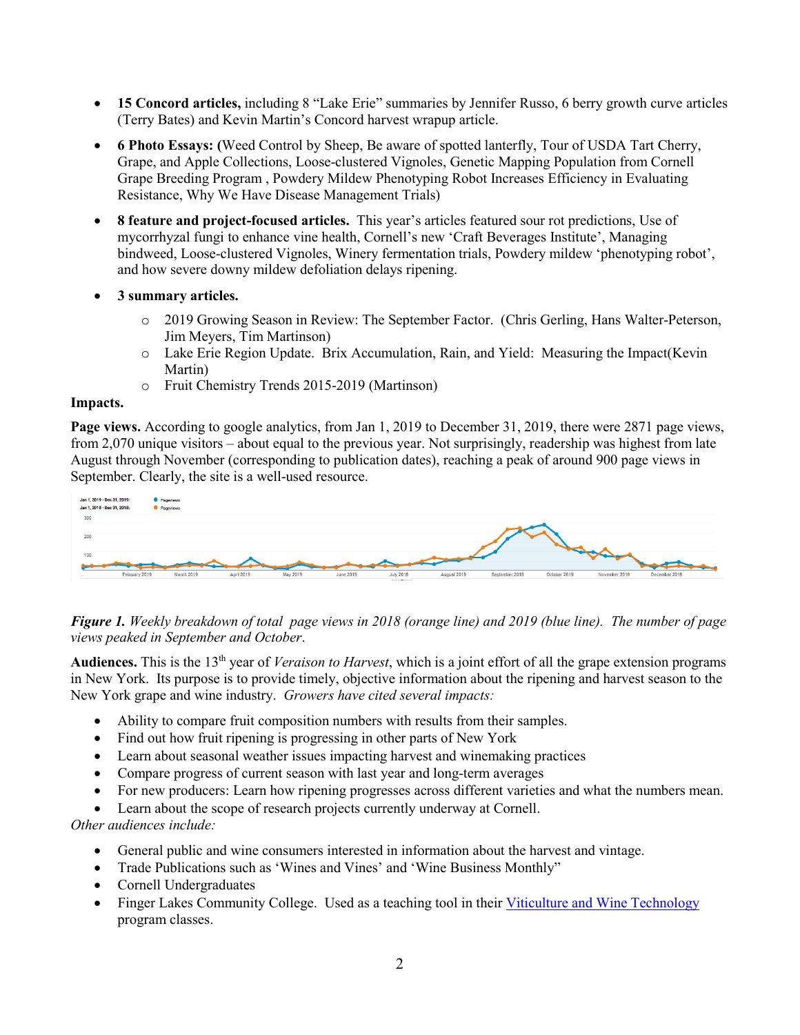- **15 Concord articles,** including 8 "Lake Erie" summaries by Jennifer Russo, 6 berry growth curve articles (Terry Bates) and Kevin Martin's Concord harvest wrapup article.
- **6 Photo Essays: (**Weed Control by Sheep, Be aware of spotted lanterfly, Tour of USDA Tart Cherry, Grape, and Apple Collections, Loose-clustered Vignoles, Genetic Mapping Population from Cornell Grape Breeding Program , Powdery Mildew Phenotyping Robot Increases Efficiency in Evaluating Resistance, Why We Have Disease Management Trials)
- **8 feature and project-focused articles.** This year's articles featured sour rot predictions, Use of mycorrhyzal fungi to enhance vine health, Cornell's new 'Craft Beverages Institute', Managing bindweed, Loose-clustered Vignoles, Winery fermentation trials, Powdery mildew 'phenotyping robot', and how severe downy mildew defoliation delays ripening.
- **3 summary articles.**
  - 2019 Growing Season in Review: The September Factor. (Chris Gerling, Hans Walter-Peterson, Jim Meyers, Tim Martinson)
  - Lake Erie Region Update. Brix Accumulation, Rain, and Yield: Measuring the Impact(Kevin Martin)
  - Fruit Chemistry Trends 2015-2019 (Martinson)

**Impacts.**

**Page views.** According to google analytics, from Jan 1, 2019 to December 31, 2019, there were 2871 page views, from 2,070 unique visitors – about equal to the previous year. Not surprisingly, readership was highest from late August through November (corresponding to publication dates), reaching a peak of around 900 page views in September. Clearly, the site is a well-used resource.

*Figure 1. Weekly breakdown of total page views in 2018 (orange line) and 2019 (blue line). The number of page views peaked in September and October.*

**Audiences.** This is the 13th year of *Veraison to Harvest*, which is a joint effort of all the grape extension programs in New York. Its purpose is to provide timely, objective information about the ripening and harvest season to the New York grape and wine industry. *Growers have cited several impacts:*

- Ability to compare fruit composition numbers with results from their samples.
- Find out how fruit ripening is progressing in other parts of New York
- Learn about seasonal weather issues impacting harvest and winemaking practices
- Compare progress of current season with last year and long-term averages
- For new producers: Learn how ripening progresses across different varieties and what the numbers mean.
- Learn about the scope of research projects currently underway at Cornell.

*Other audiences include:*

- General public and wine consumers interested in information about the harvest and vintage.
- Trade Publications such as 'Wines and Vines' and 'Wine Business Monthly"
- Cornell Undergraduates
- Finger Lakes Community College. Used as a teaching tool in their Viticulture and Wine Technology program classes.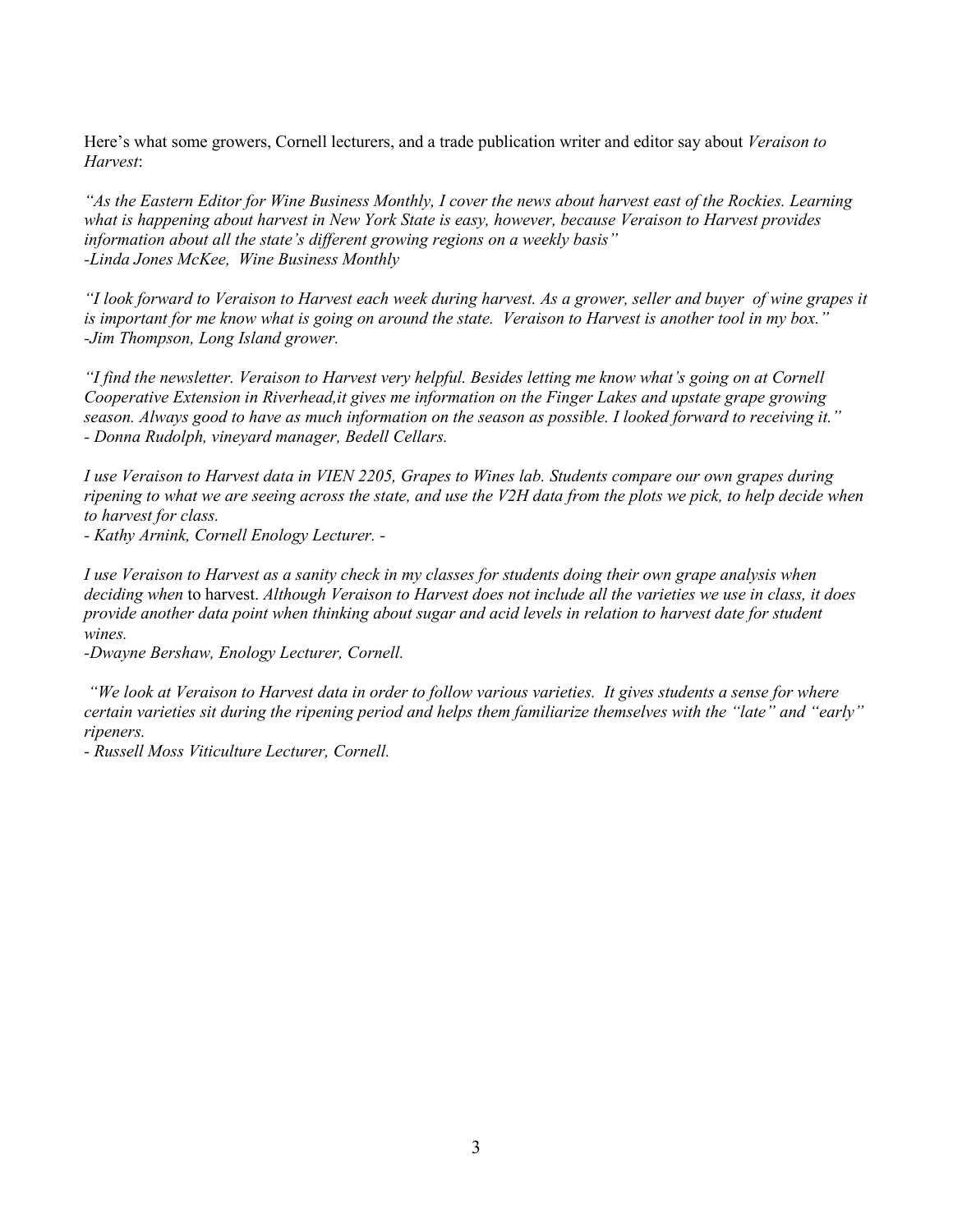Here's what some growers, Cornell lecturers, and a trade publication writer and editor say about *Veraison to Harvest*:

*"As the Eastern Editor for Wine Business Monthly, I cover the news about harvest east of the Rockies. Learning what is happening about harvest in New York State is easy, however, because Veraison to Harvest provides information about all the state's different growing regions on a weekly basis"*
*-Linda Jones McKee, Wine Business Monthly*

*"I look forward to Veraison to Harvest each week during harvest. As a grower, seller and buyer of wine grapes it is important for me know what is going on around the state. Veraison to Harvest is another tool in my box."*
*-Jim Thompson, Long Island grower.*

*"I find the newsletter. Veraison to Harvest very helpful. Besides letting me know what's going on at Cornell Cooperative Extension in Riverhead,it gives me information on the Finger Lakes and upstate grape growing season. Always good to have as much information on the season as possible. I looked forward to receiving it."*
*- Donna Rudolph, vineyard manager, Bedell Cellars.*

*I use Veraison to Harvest data in VIEN 2205, Grapes to Wines lab. Students compare our own grapes during ripening to what we are seeing across the state, and use the V2H data from the plots we pick, to help decide when to harvest for class.*
*- Kathy Arnink, Cornell Enology Lecturer. -*

*I use Veraison to Harvest as a sanity check in my classes for students doing their own grape analysis when deciding when* to harvest. *Although Veraison to Harvest does not include all the varieties we use in class, it does provide another data point when thinking about sugar and acid levels in relation to harvest date for student wines.*
*-Dwayne Bershaw, Enology Lecturer, Cornell.*

*"We look at Veraison to Harvest data in order to follow various varieties. It gives students a sense for where certain varieties sit during the ripening period and helps them familiarize themselves with the "late" and "early" ripeners.*
*- Russell Moss Viticulture Lecturer, Cornell.*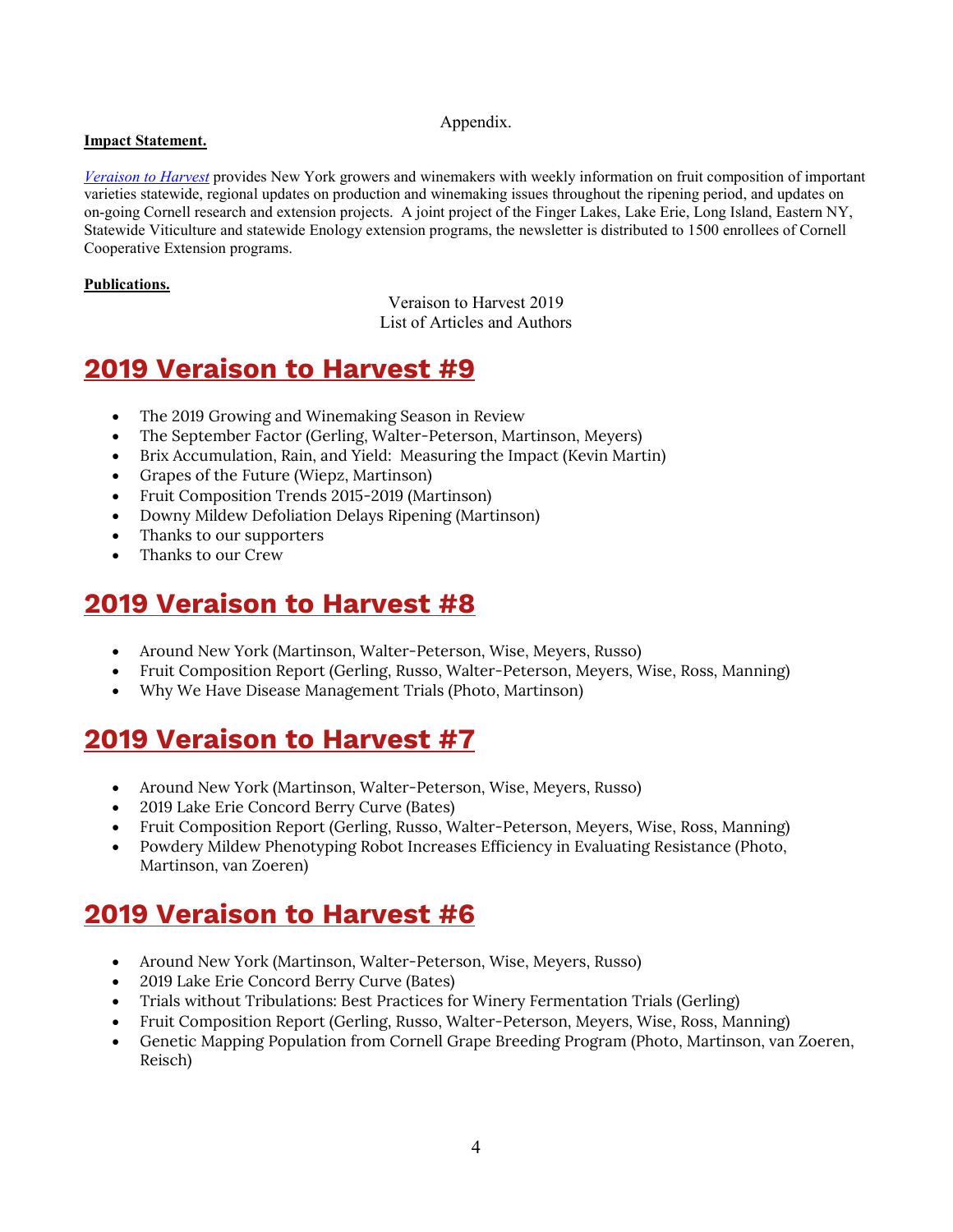Appendix.

**Impact Statement.**

*Veraison to Harvest* provides New York growers and winemakers with weekly information on fruit composition of important varieties statewide, regional updates on production and winemaking issues throughout the ripening period, and updates on on-going Cornell research and extension projects. A joint project of the Finger Lakes, Lake Erie, Long Island, Eastern NY, Statewide Viticulture and statewide Enology extension programs, the newsletter is distributed to 1500 enrollees of Cornell Cooperative Extension programs.

**Publications.**

Veraison to Harvest 2019
List of Articles and Authors

## 2019 Veraison to Harvest #9

- The 2019 Growing and Winemaking Season in Review
- The September Factor (Gerling, Walter-Peterson, Martinson, Meyers)
- Brix Accumulation, Rain, and Yield: Measuring the Impact (Kevin Martin)
- Grapes of the Future (Wiepz, Martinson)
- Fruit Composition Trends 2015-2019 (Martinson)
- Downy Mildew Defoliation Delays Ripening (Martinson)
- Thanks to our supporters
- Thanks to our Crew

## 2019 Veraison to Harvest #8

- Around New York (Martinson, Walter-Peterson, Wise, Meyers, Russo)
- Fruit Composition Report (Gerling, Russo, Walter-Peterson, Meyers, Wise, Ross, Manning)
- Why We Have Disease Management Trials (Photo, Martinson)

## 2019 Veraison to Harvest #7

- Around New York (Martinson, Walter-Peterson, Wise, Meyers, Russo)
- 2019 Lake Erie Concord Berry Curve (Bates)
- Fruit Composition Report (Gerling, Russo, Walter-Peterson, Meyers, Wise, Ross, Manning)
- Powdery Mildew Phenotyping Robot Increases Efficiency in Evaluating Resistance (Photo, Martinson, van Zoeren)

## 2019 Veraison to Harvest #6

- Around New York (Martinson, Walter-Peterson, Wise, Meyers, Russo)
- 2019 Lake Erie Concord Berry Curve (Bates)
- Trials without Tribulations: Best Practices for Winery Fermentation Trials (Gerling)
- Fruit Composition Report (Gerling, Russo, Walter-Peterson, Meyers, Wise, Ross, Manning)
- Genetic Mapping Population from Cornell Grape Breeding Program (Photo, Martinson, van Zoeren, Reisch)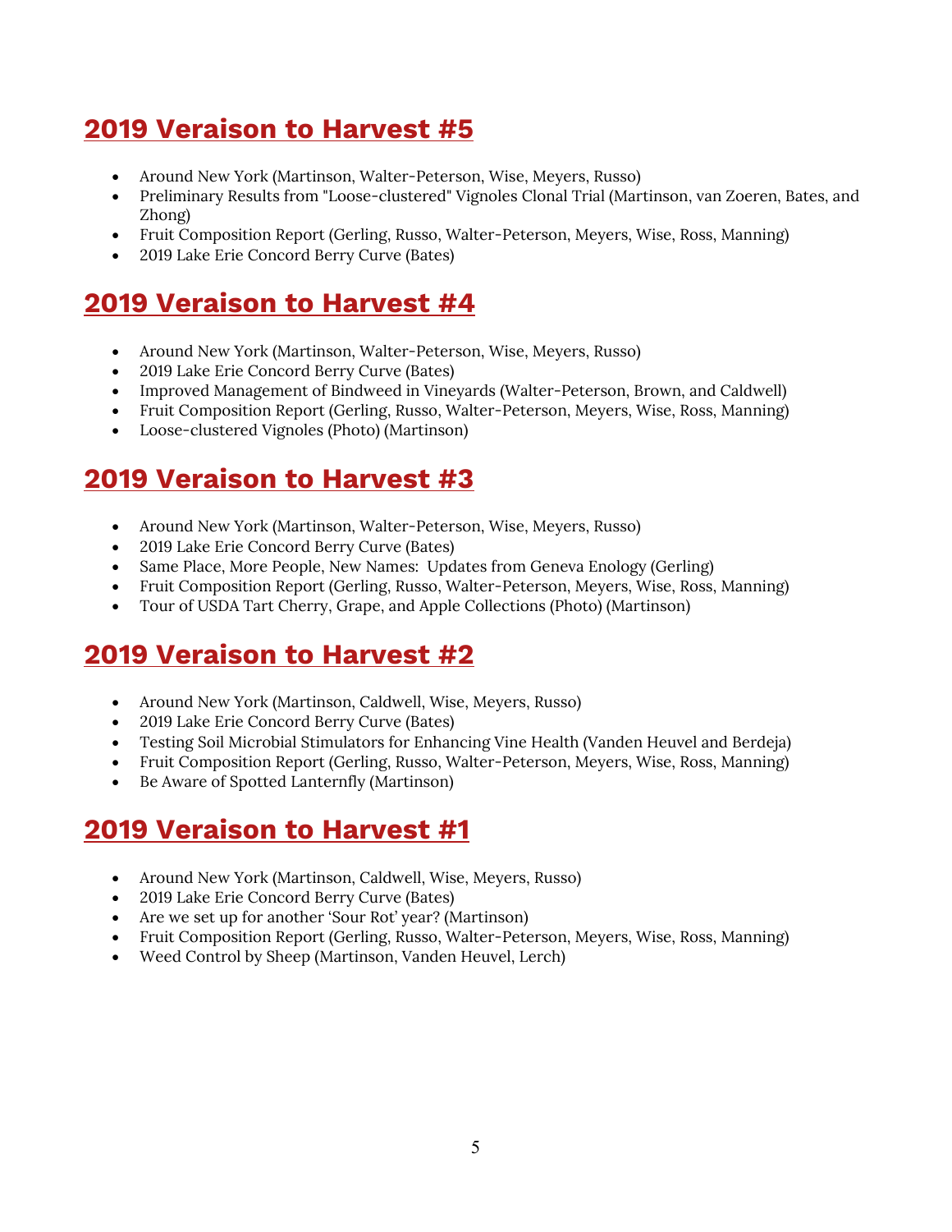## 2019 Veraison to Harvest #5

- Around New York (Martinson, Walter-Peterson, Wise, Meyers, Russo)
- Preliminary Results from "Loose-clustered" Vignoles Clonal Trial (Martinson, van Zoeren, Bates, and Zhong)
- Fruit Composition Report (Gerling, Russo, Walter-Peterson, Meyers, Wise, Ross, Manning)
- 2019 Lake Erie Concord Berry Curve (Bates)

## 2019 Veraison to Harvest #4

- Around New York (Martinson, Walter-Peterson, Wise, Meyers, Russo)
- 2019 Lake Erie Concord Berry Curve (Bates)
- Improved Management of Bindweed in Vineyards (Walter-Peterson, Brown, and Caldwell)
- Fruit Composition Report (Gerling, Russo, Walter-Peterson, Meyers, Wise, Ross, Manning)
- Loose-clustered Vignoles (Photo) (Martinson)

## 2019 Veraison to Harvest #3

- Around New York (Martinson, Walter-Peterson, Wise, Meyers, Russo)
- 2019 Lake Erie Concord Berry Curve (Bates)
- Same Place, More People, New Names: Updates from Geneva Enology (Gerling)
- Fruit Composition Report (Gerling, Russo, Walter-Peterson, Meyers, Wise, Ross, Manning)
- Tour of USDA Tart Cherry, Grape, and Apple Collections (Photo) (Martinson)

## 2019 Veraison to Harvest #2

- Around New York (Martinson, Caldwell, Wise, Meyers, Russo)
- 2019 Lake Erie Concord Berry Curve (Bates)
- Testing Soil Microbial Stimulators for Enhancing Vine Health (Vanden Heuvel and Berdeja)
- Fruit Composition Report (Gerling, Russo, Walter-Peterson, Meyers, Wise, Ross, Manning)
- Be Aware of Spotted Lanternfly (Martinson)

## 2019 Veraison to Harvest #1

- Around New York (Martinson, Caldwell, Wise, Meyers, Russo)
- 2019 Lake Erie Concord Berry Curve (Bates)
- Are we set up for another 'Sour Rot' year? (Martinson)
- Fruit Composition Report (Gerling, Russo, Walter-Peterson, Meyers, Wise, Ross, Manning)
- Weed Control by Sheep (Martinson, Vanden Heuvel, Lerch)